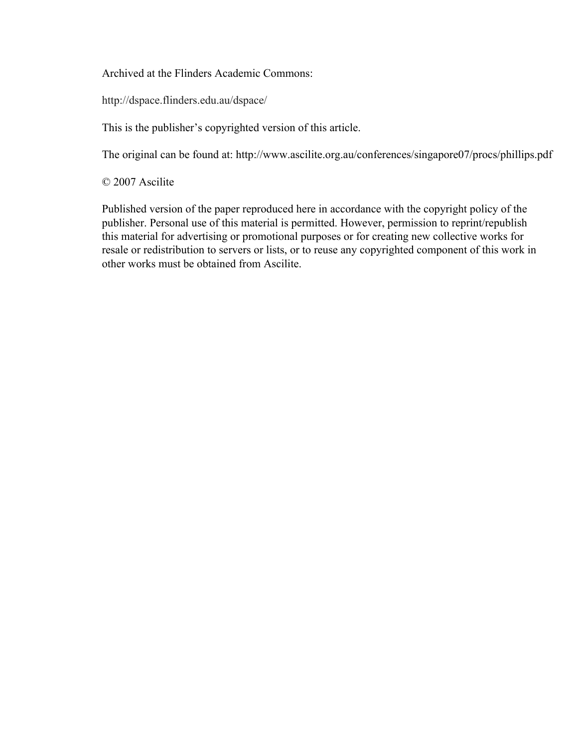Archived at the Flinders Academic Commons:

http://dspace.flinders.edu.au/dspace/

This is the publisher's copyrighted version of this article.

The original can be found at: http://www.ascilite.org.au/conferences/singapore07/procs/phillips.pdf

© 2007 Ascilite

Published version of the paper reproduced here in accordance with the copyright policy of the publisher. Personal use of this material is permitted. However, permission to reprint/republish this material for advertising or promotional purposes or for creating new collective works for resale or redistribution to servers or lists, or to reuse any copyrighted component of this work in other works must be obtained from Ascilite.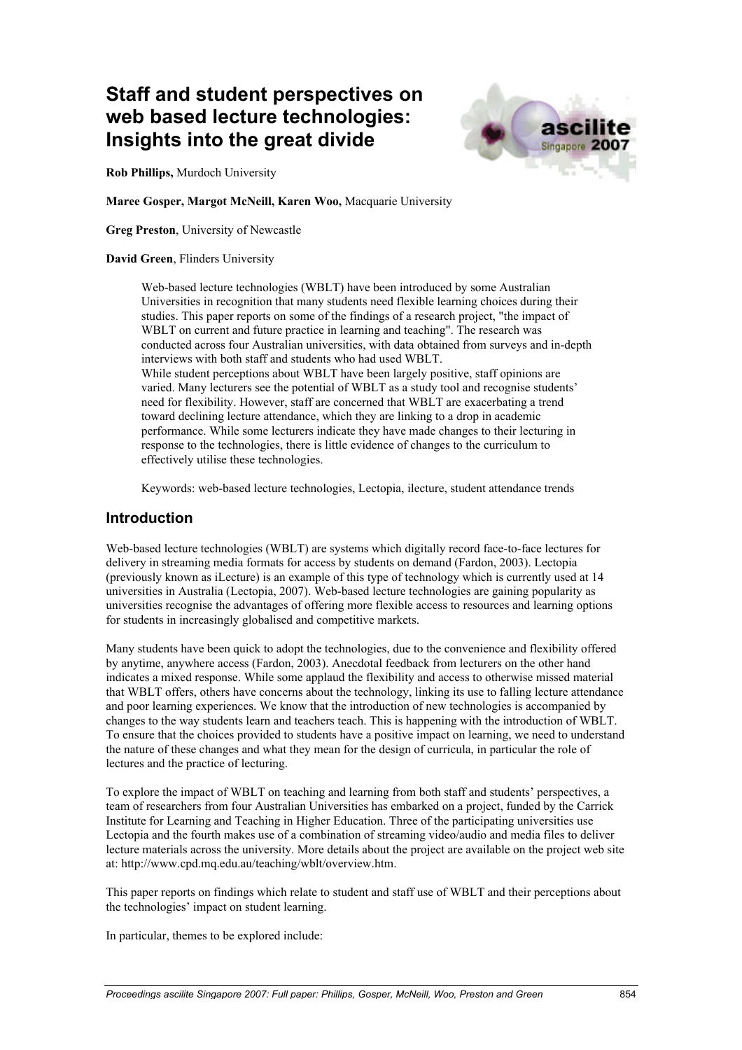# Staff and student perspectives on web based lecture technologies: Insights into the great divide

**Rob Phillips,** Murdoch University

**Maree Gosper, Margot McNeill, Karen Woo,** Macquarie University

**Greg Preston**, University of Newcastle

**David Green**, Flinders University

> Web-based lecture technologies (WBLT) have been introduced by some Australian Universities in recognition that many students need flexible learning choices during their studies. This paper reports on some of the findings of a research project, "the impact of WBLT on current and future practice in learning and teaching". The research was conducted across four Australian universities, with data obtained from surveys and in-depth interviews with both staff and students who had used WBLT.
> While student perceptions about WBLT have been largely positive, staff opinions are varied. Many lecturers see the potential of WBLT as a study tool and recognise students' need for flexibility. However, staff are concerned that WBLT are exacerbating a trend toward declining lecture attendance, which they are linking to a drop in academic performance. While some lecturers indicate they have made changes to their lecturing in response to the technologies, there is little evidence of changes to the curriculum to effectively utilise these technologies.
>
> Keywords: web-based lecture technologies, Lectopia, ilecture, student attendance trends

## Introduction

Web-based lecture technologies (WBLT) are systems which digitally record face-to-face lectures for delivery in streaming media formats for access by students on demand (Fardon, 2003). Lectopia (previously known as iLecture) is an example of this type of technology which is currently used at 14 universities in Australia (Lectopia, 2007). Web-based lecture technologies are gaining popularity as universities recognise the advantages of offering more flexible access to resources and learning options for students in increasingly globalised and competitive markets.

Many students have been quick to adopt the technologies, due to the convenience and flexibility offered by anytime, anywhere access (Fardon, 2003). Anecdotal feedback from lecturers on the other hand indicates a mixed response. While some applaud the flexibility and access to otherwise missed material that WBLT offers, others have concerns about the technology, linking its use to falling lecture attendance and poor learning experiences. We know that the introduction of new technologies is accompanied by changes to the way students learn and teachers teach. This is happening with the introduction of WBLT. To ensure that the choices provided to students have a positive impact on learning, we need to understand the nature of these changes and what they mean for the design of curricula, in particular the role of lectures and the practice of lecturing.

To explore the impact of WBLT on teaching and learning from both staff and students' perspectives, a team of researchers from four Australian Universities has embarked on a project, funded by the Carrick Institute for Learning and Teaching in Higher Education. Three of the participating universities use Lectopia and the fourth makes use of a combination of streaming video/audio and media files to deliver lecture materials across the university. More details about the project are available on the project web site at: http://www.cpd.mq.edu.au/teaching/wblt/overview.htm.

This paper reports on findings which relate to student and staff use of WBLT and their perceptions about the technologies' impact on student learning.

In particular, themes to be explored include: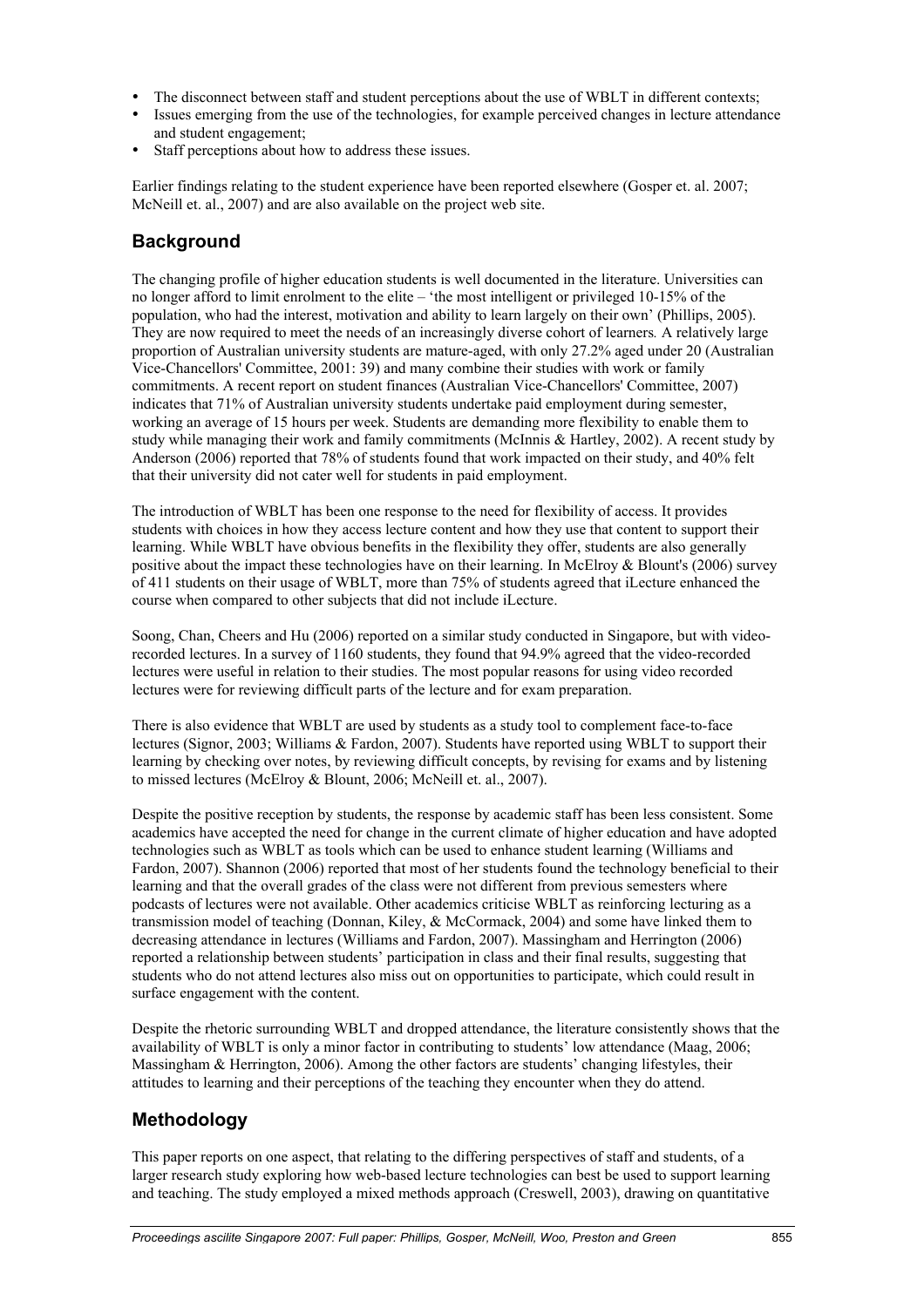- The disconnect between staff and student perceptions about the use of WBLT in different contexts;
- Issues emerging from the use of the technologies, for example perceived changes in lecture attendance and student engagement;
- Staff perceptions about how to address these issues.

Earlier findings relating to the student experience have been reported elsewhere (Gosper et. al. 2007; McNeill et. al., 2007) and are also available on the project web site.

## Background

The changing profile of higher education students is well documented in the literature. Universities can no longer afford to limit enrolment to the elite – 'the most intelligent or privileged 10-15% of the population, who had the interest, motivation and ability to learn largely on their own' (Phillips, 2005). They are now required to meet the needs of an increasingly diverse cohort of learners*.* A relatively large proportion of Australian university students are mature-aged, with only 27.2% aged under 20 (Australian Vice-Chancellors' Committee, 2001: 39) and many combine their studies with work or family commitments. A recent report on student finances (Australian Vice-Chancellors' Committee, 2007) indicates that 71% of Australian university students undertake paid employment during semester, working an average of 15 hours per week. Students are demanding more flexibility to enable them to study while managing their work and family commitments (McInnis & Hartley, 2002). A recent study by Anderson (2006) reported that 78% of students found that work impacted on their study, and 40% felt that their university did not cater well for students in paid employment.

The introduction of WBLT has been one response to the need for flexibility of access. It provides students with choices in how they access lecture content and how they use that content to support their learning. While WBLT have obvious benefits in the flexibility they offer, students are also generally positive about the impact these technologies have on their learning. In McElroy & Blount's (2006) survey of 411 students on their usage of WBLT, more than 75% of students agreed that iLecture enhanced the course when compared to other subjects that did not include iLecture.

Soong, Chan, Cheers and Hu (2006) reported on a similar study conducted in Singapore, but with video-recorded lectures. In a survey of 1160 students, they found that 94.9% agreed that the video-recorded lectures were useful in relation to their studies. The most popular reasons for using video recorded lectures were for reviewing difficult parts of the lecture and for exam preparation.

There is also evidence that WBLT are used by students as a study tool to complement face-to-face lectures (Signor, 2003; Williams & Fardon, 2007). Students have reported using WBLT to support their learning by checking over notes, by reviewing difficult concepts, by revising for exams and by listening to missed lectures (McElroy & Blount, 2006; McNeill et. al., 2007).

Despite the positive reception by students, the response by academic staff has been less consistent. Some academics have accepted the need for change in the current climate of higher education and have adopted technologies such as WBLT as tools which can be used to enhance student learning (Williams and Fardon, 2007). Shannon (2006) reported that most of her students found the technology beneficial to their learning and that the overall grades of the class were not different from previous semesters where podcasts of lectures were not available. Other academics criticise WBLT as reinforcing lecturing as a transmission model of teaching (Donnan, Kiley, & McCormack, 2004) and some have linked them to decreasing attendance in lectures (Williams and Fardon, 2007). Massingham and Herrington (2006) reported a relationship between students' participation in class and their final results, suggesting that students who do not attend lectures also miss out on opportunities to participate, which could result in surface engagement with the content.

Despite the rhetoric surrounding WBLT and dropped attendance, the literature consistently shows that the availability of WBLT is only a minor factor in contributing to students' low attendance (Maag, 2006; Massingham & Herrington, 2006). Among the other factors are students' changing lifestyles, their attitudes to learning and their perceptions of the teaching they encounter when they do attend.

## Methodology

This paper reports on one aspect, that relating to the differing perspectives of staff and students, of a larger research study exploring how web-based lecture technologies can best be used to support learning and teaching. The study employed a mixed methods approach (Creswell, 2003), drawing on quantitative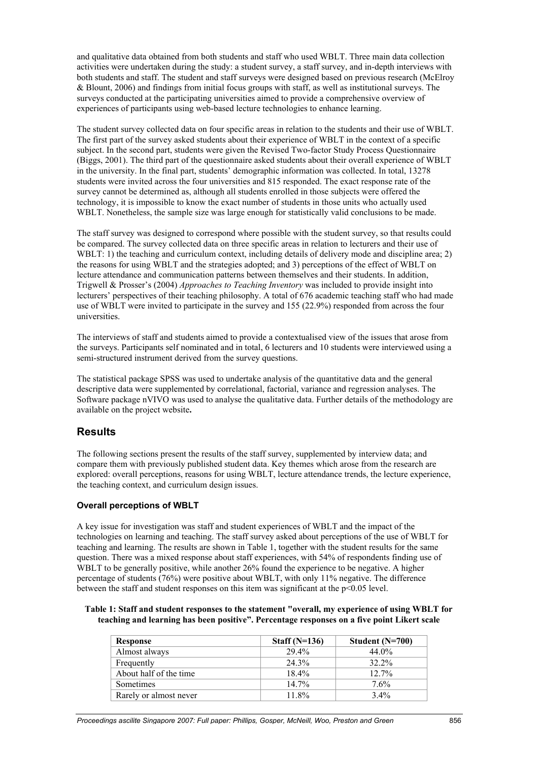and qualitative data obtained from both students and staff who used WBLT. Three main data collection activities were undertaken during the study: a student survey, a staff survey, and in-depth interviews with both students and staff. The student and staff surveys were designed based on previous research (McElroy & Blount, 2006) and findings from initial focus groups with staff, as well as institutional surveys. The surveys conducted at the participating universities aimed to provide a comprehensive overview of experiences of participants using web-based lecture technologies to enhance learning.

The student survey collected data on four specific areas in relation to the students and their use of WBLT. The first part of the survey asked students about their experience of WBLT in the context of a specific subject. In the second part, students were given the Revised Two-factor Study Process Questionnaire (Biggs, 2001). The third part of the questionnaire asked students about their overall experience of WBLT in the university. In the final part, students' demographic information was collected. In total, 13278 students were invited across the four universities and 815 responded. The exact response rate of the survey cannot be determined as, although all students enrolled in those subjects were offered the technology, it is impossible to know the exact number of students in those units who actually used WBLT. Nonetheless, the sample size was large enough for statistically valid conclusions to be made.

The staff survey was designed to correspond where possible with the student survey, so that results could be compared. The survey collected data on three specific areas in relation to lecturers and their use of WBLT: 1) the teaching and curriculum context, including details of delivery mode and discipline area; 2) the reasons for using WBLT and the strategies adopted; and 3) perceptions of the effect of WBLT on lecture attendance and communication patterns between themselves and their students. In addition, Trigwell & Prosser's (2004) *Approaches to Teaching Inventory* was included to provide insight into lecturers' perspectives of their teaching philosophy. A total of 676 academic teaching staff who had made use of WBLT were invited to participate in the survey and 155 (22.9%) responded from across the four universities.

The interviews of staff and students aimed to provide a contextualised view of the issues that arose from the surveys. Participants self nominated and in total, 6 lecturers and 10 students were interviewed using a semi-structured instrument derived from the survey questions.

The statistical package SPSS was used to undertake analysis of the quantitative data and the general descriptive data were supplemented by correlational, factorial, variance and regression analyses. The Software package nVIVO was used to analyse the qualitative data. Further details of the methodology are available on the project website**.**

## Results

The following sections present the results of the staff survey, supplemented by interview data; and compare them with previously published student data. Key themes which arose from the research are explored: overall perceptions, reasons for using WBLT, lecture attendance trends, the lecture experience, the teaching context, and curriculum design issues.

### Overall perceptions of WBLT

A key issue for investigation was staff and student experiences of WBLT and the impact of the technologies on learning and teaching. The staff survey asked about perceptions of the use of WBLT for teaching and learning. The results are shown in Table 1, together with the student results for the same question. There was a mixed response about staff experiences, with 54% of respondents finding use of WBLT to be generally positive, while another 26% found the experience to be negative. A higher percentage of students (76%) were positive about WBLT, with only 11% negative. The difference between the staff and student responses on this item was significant at the $p<0.05$ level.

**Table 1: Staff and student responses to the statement "overall, my experience of using WBLT for teaching and learning has been positive". Percentage responses on a five point Likert scale**

| Response | Staff (N=136) | Student (N=700) |
|---|---|---|
| Almost always | 29.4% | 44.0% |
| Frequently | 24.3% | 32.2% |
| About half of the time | 18.4% | 12.7% |
| Sometimes | 14.7% | 7.6% |
| Rarely or almost never | 11.8% | 3.4% |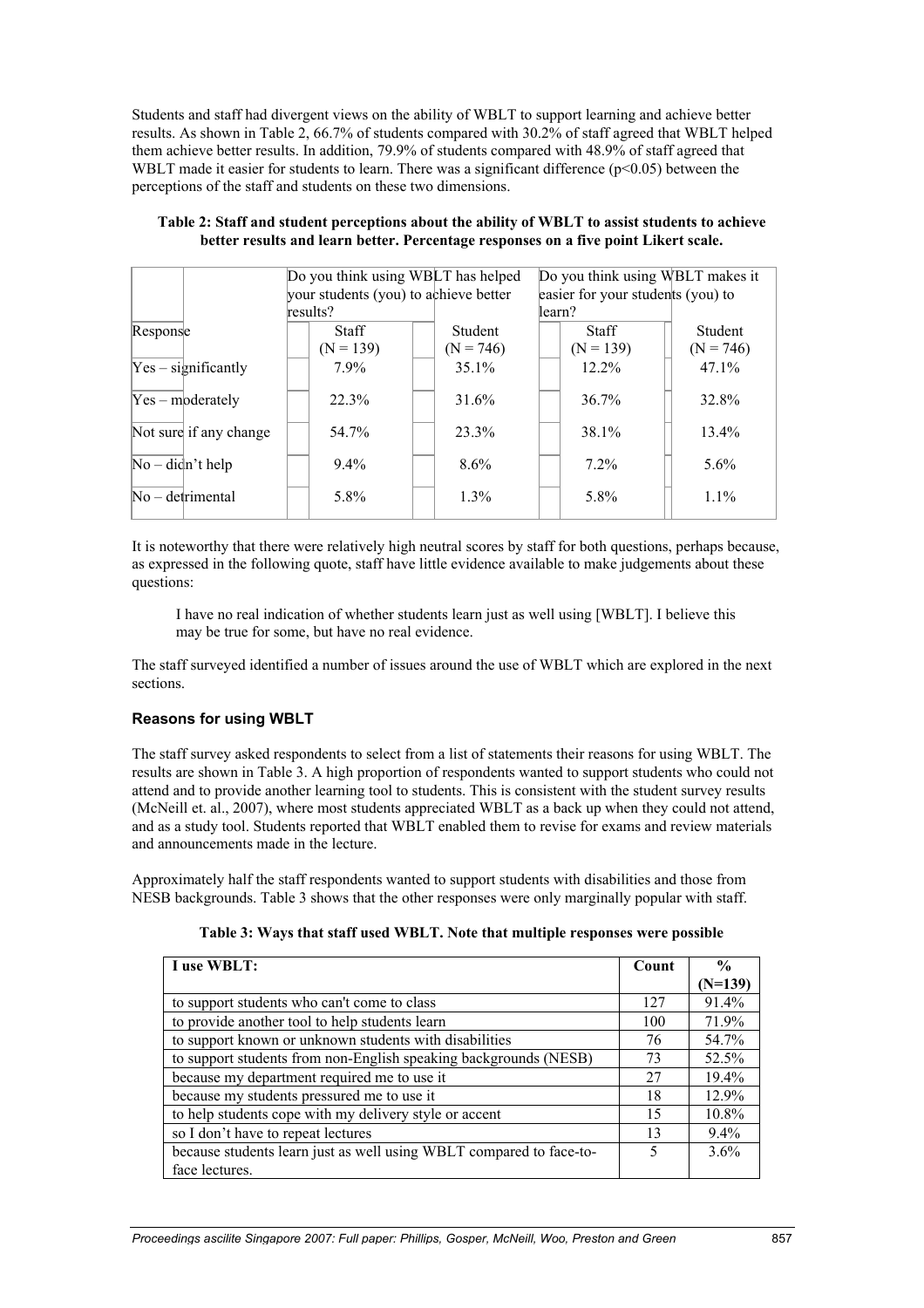Students and staff had divergent views on the ability of WBLT to support learning and achieve better results. As shown in Table 2, 66.7% of students compared with 30.2% of staff agreed that WBLT helped them achieve better results. In addition, 79.9% of students compared with 48.9% of staff agreed that WBLT made it easier for students to learn. There was a significant difference ($p<0.05$) between the perceptions of the staff and students on these two dimensions.

**Table 2: Staff and student perceptions about the ability of WBLT to assist students to achieve better results and learn better. Percentage responses on a five point Likert scale.**

| | Do you think using WBLT has helped your students (you) to achieve better results? | | Do you think using WBLT makes it easier for your students (you) to learn? | |
|---|---|---|---|---|
| Response | Staff (N = 139) | Student (N = 746) | Staff (N = 139) | Student (N = 746) |
| Yes – significantly | 7.9% | 35.1% | 12.2% | 47.1% |
| Yes – moderately | 22.3% | 31.6% | 36.7% | 32.8% |
| Not sure if any change | 54.7% | 23.3% | 38.1% | 13.4% |
| No – didn't help | 9.4% | 8.6% | 7.2% | 5.6% |
| No – detrimental | 5.8% | 1.3% | 5.8% | 1.1% |

It is noteworthy that there were relatively high neutral scores by staff for both questions, perhaps because, as expressed in the following quote, staff have little evidence available to make judgements about these questions:

> I have no real indication of whether students learn just as well using [WBLT]. I believe this may be true for some, but have no real evidence.

The staff surveyed identified a number of issues around the use of WBLT which are explored in the next sections.

### Reasons for using WBLT

The staff survey asked respondents to select from a list of statements their reasons for using WBLT. The results are shown in Table 3. A high proportion of respondents wanted to support students who could not attend and to provide another learning tool to students. This is consistent with the student survey results (McNeill et. al., 2007), where most students appreciated WBLT as a back up when they could not attend, and as a study tool. Students reported that WBLT enabled them to revise for exams and review materials and announcements made in the lecture.

Approximately half the staff respondents wanted to support students with disabilities and those from NESB backgrounds. Table 3 shows that the other responses were only marginally popular with staff.

**Table 3: Ways that staff used WBLT. Note that multiple responses were possible**

| I use WBLT: | Count | % (N=139) |
|---|---|---|
| to support students who can't come to class | 127 | 91.4% |
| to provide another tool to help students learn | 100 | 71.9% |
| to support known or unknown students with disabilities | 76 | 54.7% |
| to support students from non-English speaking backgrounds (NESB) | 73 | 52.5% |
| because my department required me to use it | 27 | 19.4% |
| because my students pressured me to use it | 18 | 12.9% |
| to help students cope with my delivery style or accent | 15 | 10.8% |
| so I don't have to repeat lectures | 13 | 9.4% |
| because students learn just as well using WBLT compared to face-to-face lectures. | 5 | 3.6% |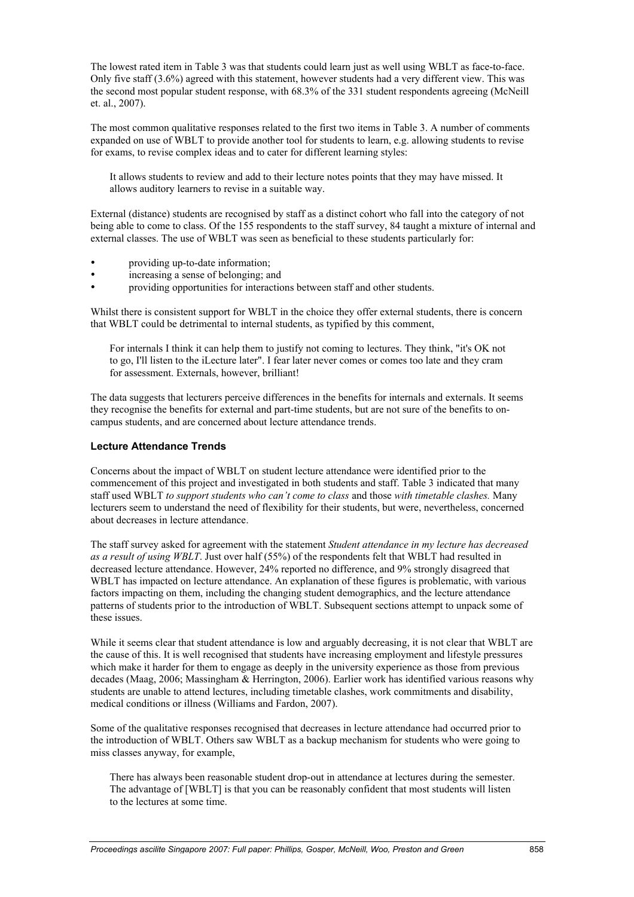The lowest rated item in Table 3 was that students could learn just as well using WBLT as face-to-face. Only five staff (3.6%) agreed with this statement, however students had a very different view. This was the second most popular student response, with 68.3% of the 331 student respondents agreeing (McNeill et. al., 2007).

The most common qualitative responses related to the first two items in Table 3. A number of comments expanded on use of WBLT to provide another tool for students to learn, e.g. allowing students to revise for exams, to revise complex ideas and to cater for different learning styles:

> It allows students to review and add to their lecture notes points that they may have missed. It allows auditory learners to revise in a suitable way.

External (distance) students are recognised by staff as a distinct cohort who fall into the category of not being able to come to class. Of the 155 respondents to the staff survey, 84 taught a mixture of internal and external classes. The use of WBLT was seen as beneficial to these students particularly for:

- providing up-to-date information;
- increasing a sense of belonging; and
- providing opportunities for interactions between staff and other students.

Whilst there is consistent support for WBLT in the choice they offer external students, there is concern that WBLT could be detrimental to internal students, as typified by this comment,

> For internals I think it can help them to justify not coming to lectures. They think, "it's OK not to go, I'll listen to the iLecture later". I fear later never comes or comes too late and they cram for assessment. Externals, however, brilliant!

The data suggests that lecturers perceive differences in the benefits for internals and externals. It seems they recognise the benefits for external and part-time students, but are not sure of the benefits to on-campus students, and are concerned about lecture attendance trends.

### Lecture Attendance Trends

Concerns about the impact of WBLT on student lecture attendance were identified prior to the commencement of this project and investigated in both students and staff. Table 3 indicated that many staff used WBLT *to support students who can't come to class* and those *with timetable clashes.* Many lecturers seem to understand the need of flexibility for their students, but were, nevertheless, concerned about decreases in lecture attendance.

The staff survey asked for agreement with the statement *Student attendance in my lecture has decreased as a result of using WBLT*. Just over half (55%) of the respondents felt that WBLT had resulted in decreased lecture attendance. However, 24% reported no difference, and 9% strongly disagreed that WBLT has impacted on lecture attendance. An explanation of these figures is problematic, with various factors impacting on them, including the changing student demographics, and the lecture attendance patterns of students prior to the introduction of WBLT. Subsequent sections attempt to unpack some of these issues.

While it seems clear that student attendance is low and arguably decreasing, it is not clear that WBLT are the cause of this. It is well recognised that students have increasing employment and lifestyle pressures which make it harder for them to engage as deeply in the university experience as those from previous decades (Maag, 2006; Massingham & Herrington, 2006). Earlier work has identified various reasons why students are unable to attend lectures, including timetable clashes, work commitments and disability, medical conditions or illness (Williams and Fardon, 2007).

Some of the qualitative responses recognised that decreases in lecture attendance had occurred prior to the introduction of WBLT. Others saw WBLT as a backup mechanism for students who were going to miss classes anyway, for example,

> There has always been reasonable student drop-out in attendance at lectures during the semester. The advantage of [WBLT] is that you can be reasonably confident that most students will listen to the lectures at some time.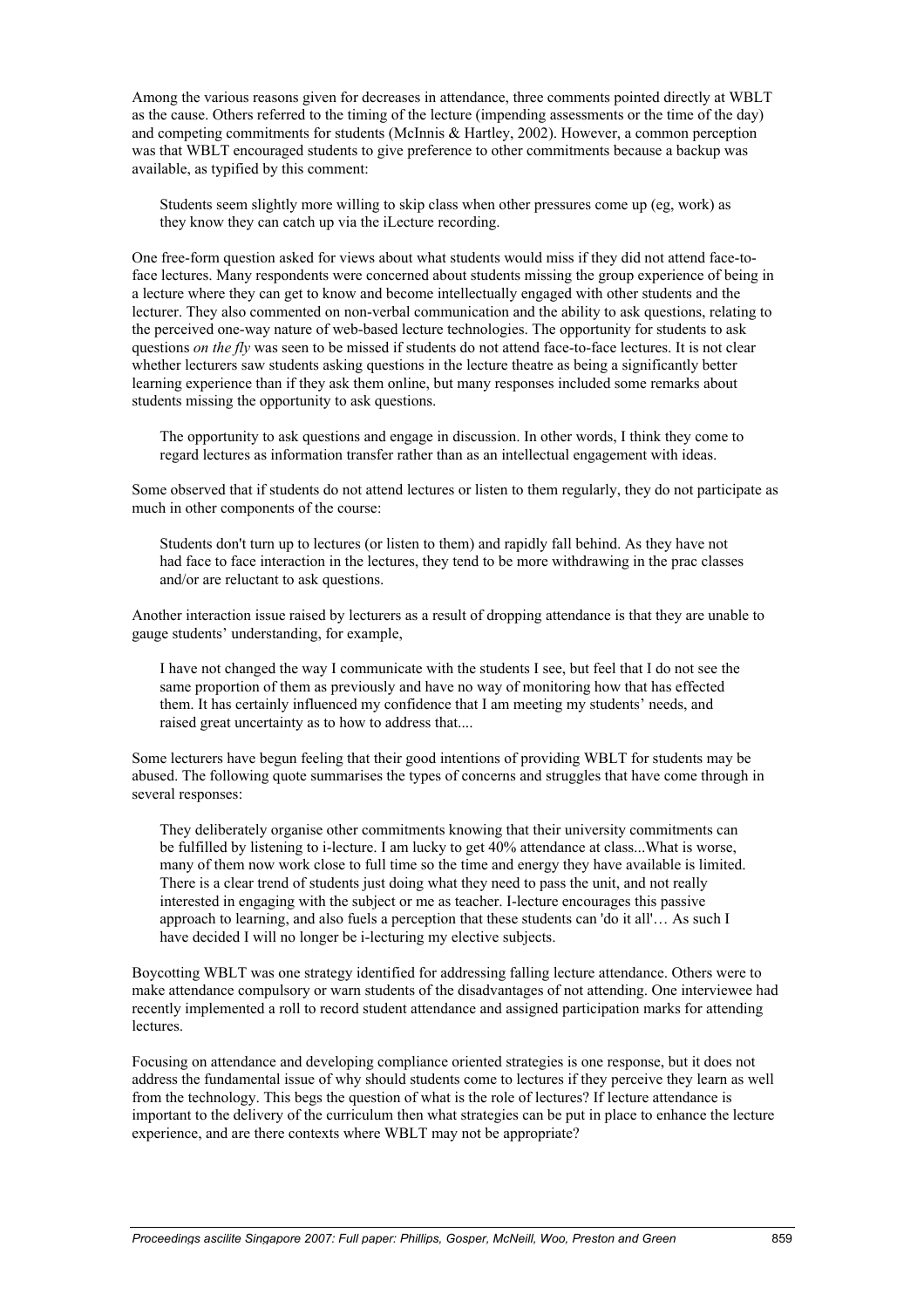Among the various reasons given for decreases in attendance, three comments pointed directly at WBLT as the cause. Others referred to the timing of the lecture (impending assessments or the time of the day) and competing commitments for students (McInnis & Hartley, 2002). However, a common perception was that WBLT encouraged students to give preference to other commitments because a backup was available, as typified by this comment:

> Students seem slightly more willing to skip class when other pressures come up (eg, work) as they know they can catch up via the iLecture recording.

One free-form question asked for views about what students would miss if they did not attend face-to-face lectures. Many respondents were concerned about students missing the group experience of being in a lecture where they can get to know and become intellectually engaged with other students and the lecturer. They also commented on non-verbal communication and the ability to ask questions, relating to the perceived one-way nature of web-based lecture technologies. The opportunity for students to ask questions *on the fly* was seen to be missed if students do not attend face-to-face lectures. It is not clear whether lecturers saw students asking questions in the lecture theatre as being a significantly better learning experience than if they ask them online, but many responses included some remarks about students missing the opportunity to ask questions.

> The opportunity to ask questions and engage in discussion. In other words, I think they come to regard lectures as information transfer rather than as an intellectual engagement with ideas.

Some observed that if students do not attend lectures or listen to them regularly, they do not participate as much in other components of the course:

> Students don't turn up to lectures (or listen to them) and rapidly fall behind. As they have not had face to face interaction in the lectures, they tend to be more withdrawing in the prac classes and/or are reluctant to ask questions.

Another interaction issue raised by lecturers as a result of dropping attendance is that they are unable to gauge students' understanding, for example,

> I have not changed the way I communicate with the students I see, but feel that I do not see the same proportion of them as previously and have no way of monitoring how that has effected them. It has certainly influenced my confidence that I am meeting my students' needs, and raised great uncertainty as to how to address that....

Some lecturers have begun feeling that their good intentions of providing WBLT for students may be abused. The following quote summarises the types of concerns and struggles that have come through in several responses:

> They deliberately organise other commitments knowing that their university commitments can be fulfilled by listening to i-lecture. I am lucky to get 40% attendance at class...What is worse, many of them now work close to full time so the time and energy they have available is limited. There is a clear trend of students just doing what they need to pass the unit, and not really interested in engaging with the subject or me as teacher. I-lecture encourages this passive approach to learning, and also fuels a perception that these students can 'do it all'… As such I have decided I will no longer be i-lecturing my elective subjects.

Boycotting WBLT was one strategy identified for addressing falling lecture attendance. Others were to make attendance compulsory or warn students of the disadvantages of not attending. One interviewee had recently implemented a roll to record student attendance and assigned participation marks for attending lectures.

Focusing on attendance and developing compliance oriented strategies is one response, but it does not address the fundamental issue of why should students come to lectures if they perceive they learn as well from the technology. This begs the question of what is the role of lectures? If lecture attendance is important to the delivery of the curriculum then what strategies can be put in place to enhance the lecture experience, and are there contexts where WBLT may not be appropriate?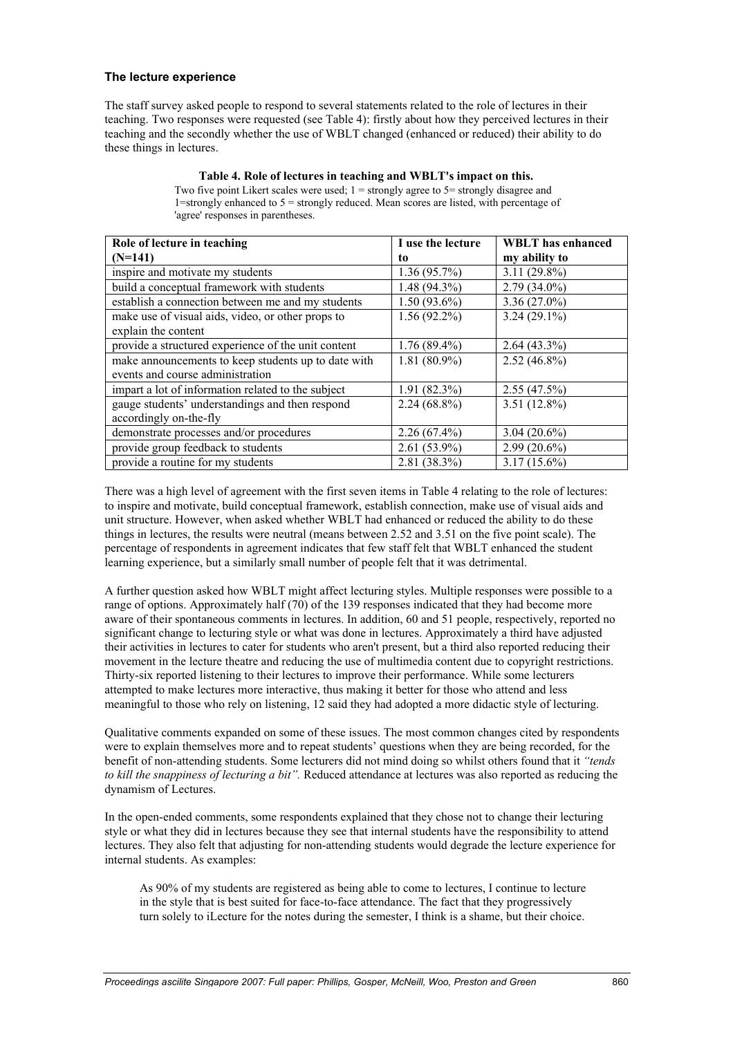### The lecture experience

The staff survey asked people to respond to several statements related to the role of lectures in their teaching. Two responses were requested (see Table 4): firstly about how they perceived lectures in their teaching and the secondly whether the use of WBLT changed (enhanced or reduced) their ability to do these things in lectures.

**Table 4. Role of lectures in teaching and WBLT's impact on this.**

Two five point Likert scales were used; 1 = strongly agree to 5= strongly disagree and 1=strongly enhanced to 5 = strongly reduced. Mean scores are listed, with percentage of 'agree' responses in parentheses.

| Role of lecture in teaching (N=141) | I use the lecture to | WBLT has enhanced my ability to |
|---|---|---|
| inspire and motivate my students | 1.36 (95.7%) | 3.11 (29.8%) |
| build a conceptual framework with students | 1.48 (94.3%) | 2.79 (34.0%) |
| establish a connection between me and my students | 1.50 (93.6%) | 3.36 (27.0%) |
| make use of visual aids, video, or other props to explain the content | 1.56 (92.2%) | 3.24 (29.1%) |
| provide a structured experience of the unit content | 1.76 (89.4%) | 2.64 (43.3%) |
| make announcements to keep students up to date with events and course administration | 1.81 (80.9%) | 2.52 (46.8%) |
| impart a lot of information related to the subject | 1.91 (82.3%) | 2.55 (47.5%) |
| gauge students' understandings and then respond accordingly on-the-fly | 2.24 (68.8%) | 3.51 (12.8%) |
| demonstrate processes and/or procedures | 2.26 (67.4%) | 3.04 (20.6%) |
| provide group feedback to students | 2.61 (53.9%) | 2.99 (20.6%) |
| provide a routine for my students | 2.81 (38.3%) | 3.17 (15.6%) |

There was a high level of agreement with the first seven items in Table 4 relating to the role of lectures: to inspire and motivate, build conceptual framework, establish connection, make use of visual aids and unit structure. However, when asked whether WBLT had enhanced or reduced the ability to do these things in lectures, the results were neutral (means between 2.52 and 3.51 on the five point scale). The percentage of respondents in agreement indicates that few staff felt that WBLT enhanced the student learning experience, but a similarly small number of people felt that it was detrimental.

A further question asked how WBLT might affect lecturing styles. Multiple responses were possible to a range of options. Approximately half (70) of the 139 responses indicated that they had become more aware of their spontaneous comments in lectures. In addition, 60 and 51 people, respectively, reported no significant change to lecturing style or what was done in lectures. Approximately a third have adjusted their activities in lectures to cater for students who aren't present, but a third also reported reducing their movement in the lecture theatre and reducing the use of multimedia content due to copyright restrictions. Thirty-six reported listening to their lectures to improve their performance. While some lecturers attempted to make lectures more interactive, thus making it better for those who attend and less meaningful to those who rely on listening, 12 said they had adopted a more didactic style of lecturing.

Qualitative comments expanded on some of these issues. The most common changes cited by respondents were to explain themselves more and to repeat students' questions when they are being recorded, for the benefit of non-attending students. Some lecturers did not mind doing so whilst others found that it *"tends to kill the snappiness of lecturing a bit"*. Reduced attendance at lectures was also reported as reducing the dynamism of Lectures.

In the open-ended comments, some respondents explained that they chose not to change their lecturing style or what they did in lectures because they see that internal students have the responsibility to attend lectures. They also felt that adjusting for non-attending students would degrade the lecture experience for internal students. As examples:

> As 90% of my students are registered as being able to come to lectures, I continue to lecture in the style that is best suited for face-to-face attendance. The fact that they progressively turn solely to iLecture for the notes during the semester, I think is a shame, but their choice.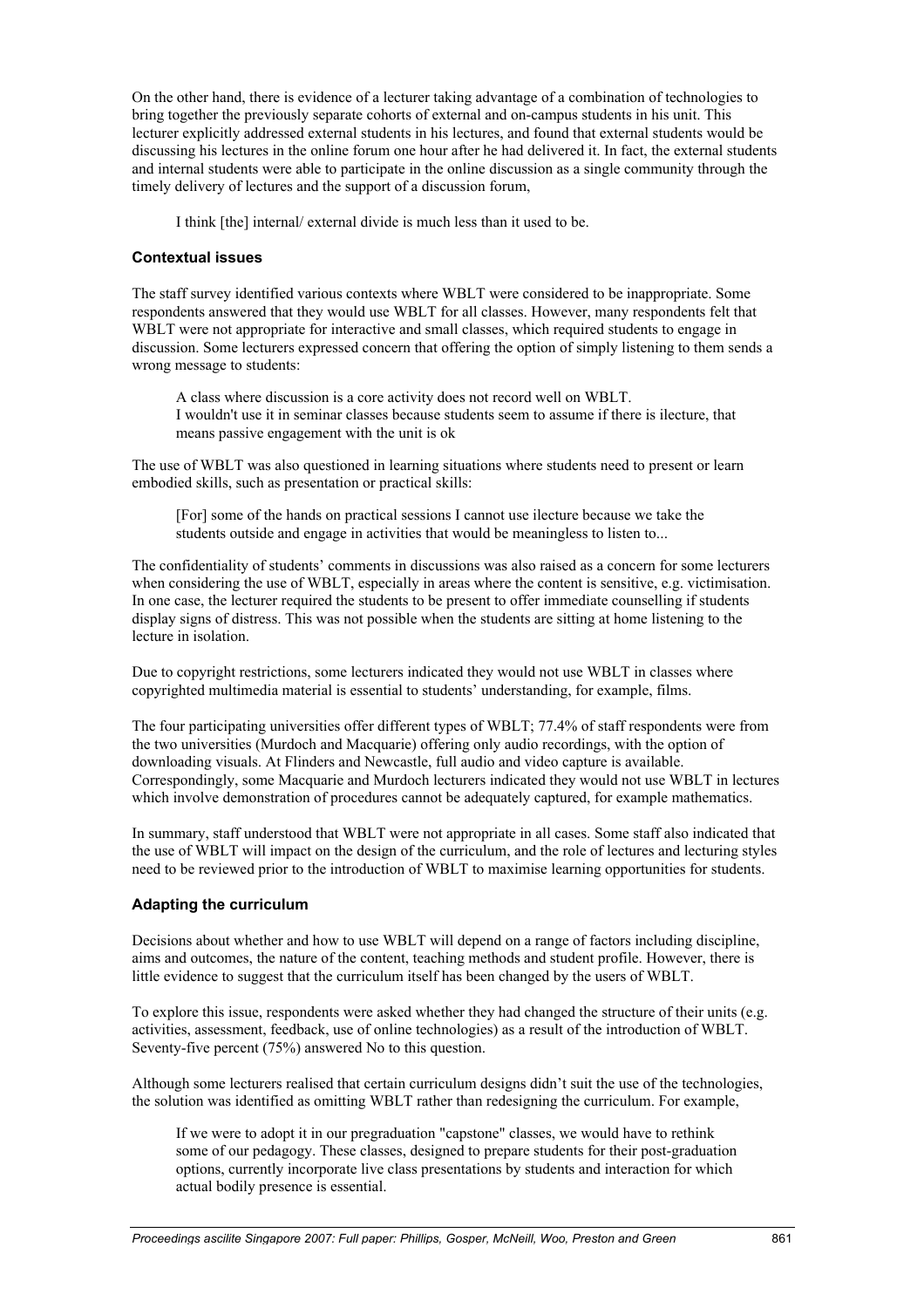On the other hand, there is evidence of a lecturer taking advantage of a combination of technologies to bring together the previously separate cohorts of external and on-campus students in his unit. This lecturer explicitly addressed external students in his lectures, and found that external students would be discussing his lectures in the online forum one hour after he had delivered it. In fact, the external students and internal students were able to participate in the online discussion as a single community through the timely delivery of lectures and the support of a discussion forum,

> I think [the] internal/ external divide is much less than it used to be.

### Contextual issues

The staff survey identified various contexts where WBLT were considered to be inappropriate. Some respondents answered that they would use WBLT for all classes. However, many respondents felt that WBLT were not appropriate for interactive and small classes, which required students to engage in discussion. Some lecturers expressed concern that offering the option of simply listening to them sends a wrong message to students:

> A class where discussion is a core activity does not record well on WBLT.
> I wouldn't use it in seminar classes because students seem to assume if there is ilecture, that means passive engagement with the unit is ok

The use of WBLT was also questioned in learning situations where students need to present or learn embodied skills, such as presentation or practical skills:

> [For] some of the hands on practical sessions I cannot use ilecture because we take the students outside and engage in activities that would be meaningless to listen to...

The confidentiality of students' comments in discussions was also raised as a concern for some lecturers when considering the use of WBLT, especially in areas where the content is sensitive, e.g. victimisation. In one case, the lecturer required the students to be present to offer immediate counselling if students display signs of distress. This was not possible when the students are sitting at home listening to the lecture in isolation.

Due to copyright restrictions, some lecturers indicated they would not use WBLT in classes where copyrighted multimedia material is essential to students' understanding, for example, films.

The four participating universities offer different types of WBLT; 77.4% of staff respondents were from the two universities (Murdoch and Macquarie) offering only audio recordings, with the option of downloading visuals. At Flinders and Newcastle, full audio and video capture is available. Correspondingly, some Macquarie and Murdoch lecturers indicated they would not use WBLT in lectures which involve demonstration of procedures cannot be adequately captured, for example mathematics.

In summary, staff understood that WBLT were not appropriate in all cases. Some staff also indicated that the use of WBLT will impact on the design of the curriculum, and the role of lectures and lecturing styles need to be reviewed prior to the introduction of WBLT to maximise learning opportunities for students.

### Adapting the curriculum

Decisions about whether and how to use WBLT will depend on a range of factors including discipline, aims and outcomes, the nature of the content, teaching methods and student profile. However, there is little evidence to suggest that the curriculum itself has been changed by the users of WBLT.

To explore this issue, respondents were asked whether they had changed the structure of their units (e.g. activities, assessment, feedback, use of online technologies) as a result of the introduction of WBLT. Seventy-five percent (75%) answered No to this question.

Although some lecturers realised that certain curriculum designs didn't suit the use of the technologies, the solution was identified as omitting WBLT rather than redesigning the curriculum. For example,

> If we were to adopt it in our pregraduation "capstone" classes, we would have to rethink some of our pedagogy. These classes, designed to prepare students for their post-graduation options, currently incorporate live class presentations by students and interaction for which actual bodily presence is essential.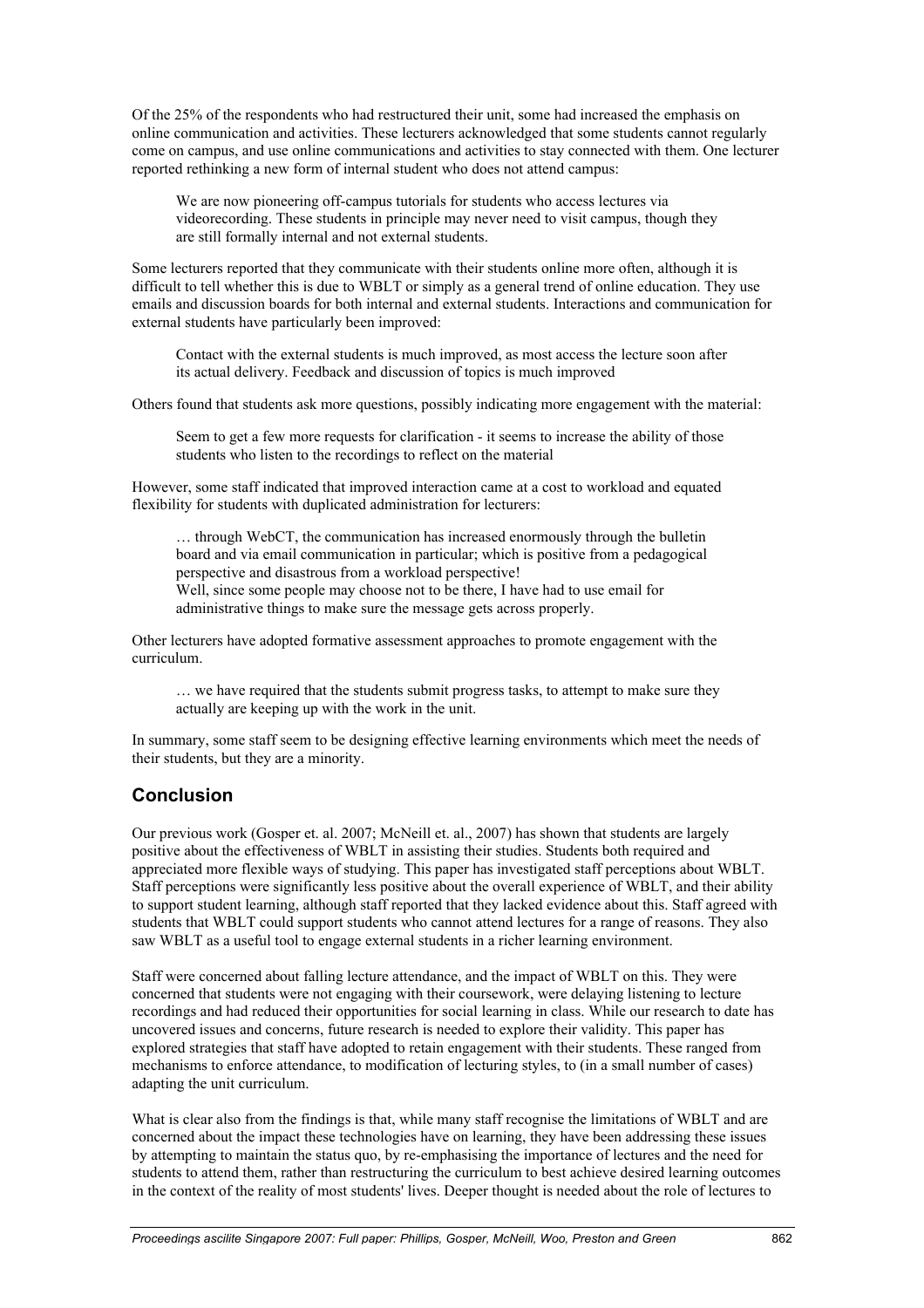Of the 25% of the respondents who had restructured their unit, some had increased the emphasis on online communication and activities. These lecturers acknowledged that some students cannot regularly come on campus, and use online communications and activities to stay connected with them. One lecturer reported rethinking a new form of internal student who does not attend campus:

> We are now pioneering off-campus tutorials for students who access lectures via videorecording. These students in principle may never need to visit campus, though they are still formally internal and not external students.

Some lecturers reported that they communicate with their students online more often, although it is difficult to tell whether this is due to WBLT or simply as a general trend of online education. They use emails and discussion boards for both internal and external students. Interactions and communication for external students have particularly been improved:

> Contact with the external students is much improved, as most access the lecture soon after its actual delivery. Feedback and discussion of topics is much improved

Others found that students ask more questions, possibly indicating more engagement with the material:

> Seem to get a few more requests for clarification - it seems to increase the ability of those students who listen to the recordings to reflect on the material

However, some staff indicated that improved interaction came at a cost to workload and equated flexibility for students with duplicated administration for lecturers:

> … through WebCT, the communication has increased enormously through the bulletin board and via email communication in particular; which is positive from a pedagogical perspective and disastrous from a workload perspective!
> Well, since some people may choose not to be there, I have had to use email for administrative things to make sure the message gets across properly.

Other lecturers have adopted formative assessment approaches to promote engagement with the curriculum.

> … we have required that the students submit progress tasks, to attempt to make sure they actually are keeping up with the work in the unit.

In summary, some staff seem to be designing effective learning environments which meet the needs of their students, but they are a minority.

## Conclusion

Our previous work (Gosper et. al. 2007; McNeill et. al., 2007) has shown that students are largely positive about the effectiveness of WBLT in assisting their studies. Students both required and appreciated more flexible ways of studying. This paper has investigated staff perceptions about WBLT. Staff perceptions were significantly less positive about the overall experience of WBLT, and their ability to support student learning, although staff reported that they lacked evidence about this. Staff agreed with students that WBLT could support students who cannot attend lectures for a range of reasons. They also saw WBLT as a useful tool to engage external students in a richer learning environment.

Staff were concerned about falling lecture attendance, and the impact of WBLT on this. They were concerned that students were not engaging with their coursework, were delaying listening to lecture recordings and had reduced their opportunities for social learning in class. While our research to date has uncovered issues and concerns, future research is needed to explore their validity. This paper has explored strategies that staff have adopted to retain engagement with their students. These ranged from mechanisms to enforce attendance, to modification of lecturing styles, to (in a small number of cases) adapting the unit curriculum.

What is clear also from the findings is that, while many staff recognise the limitations of WBLT and are concerned about the impact these technologies have on learning, they have been addressing these issues by attempting to maintain the status quo, by re-emphasising the importance of lectures and the need for students to attend them, rather than restructuring the curriculum to best achieve desired learning outcomes in the context of the reality of most students' lives. Deeper thought is needed about the role of lectures to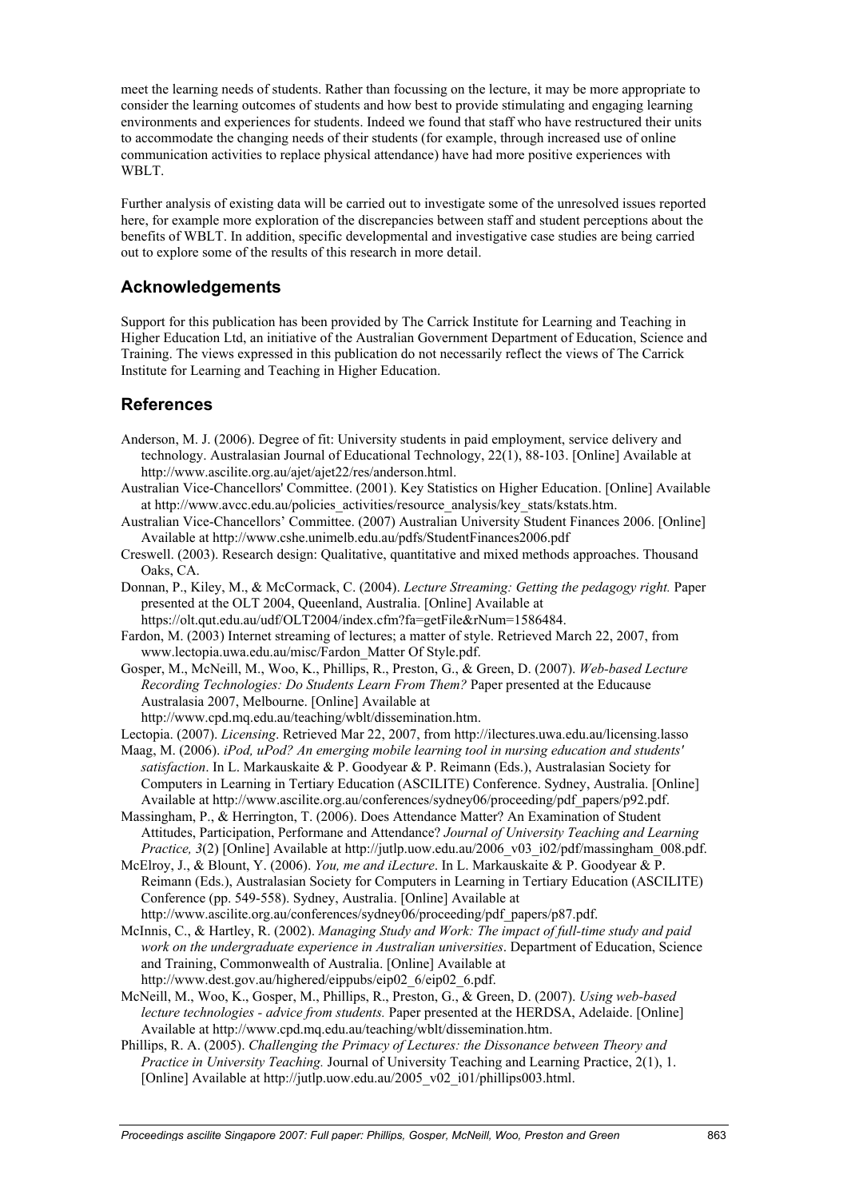meet the learning needs of students. Rather than focussing on the lecture, it may be more appropriate to consider the learning outcomes of students and how best to provide stimulating and engaging learning environments and experiences for students. Indeed we found that staff who have restructured their units to accommodate the changing needs of their students (for example, through increased use of online communication activities to replace physical attendance) have had more positive experiences with WBLT.

Further analysis of existing data will be carried out to investigate some of the unresolved issues reported here, for example more exploration of the discrepancies between staff and student perceptions about the benefits of WBLT. In addition, specific developmental and investigative case studies are being carried out to explore some of the results of this research in more detail.

## Acknowledgements

Support for this publication has been provided by The Carrick Institute for Learning and Teaching in Higher Education Ltd, an initiative of the Australian Government Department of Education, Science and Training. The views expressed in this publication do not necessarily reflect the views of The Carrick Institute for Learning and Teaching in Higher Education.

## References

Anderson, M. J. (2006). Degree of fit: University students in paid employment, service delivery and technology. Australasian Journal of Educational Technology, 22(1), 88-103. [Online] Available at http://www.ascilite.org.au/ajet/ajet22/res/anderson.html.

Australian Vice-Chancellors' Committee. (2001). Key Statistics on Higher Education. [Online] Available at http://www.avcc.edu.au/policies_activities/resource_analysis/key_stats/kstats.htm.

Australian Vice-Chancellors' Committee. (2007) Australian University Student Finances 2006. [Online] Available at http://www.cshe.unimelb.edu.au/pdfs/StudentFinances2006.pdf

Creswell. (2003). Research design: Qualitative, quantitative and mixed methods approaches. Thousand Oaks, CA.

Donnan, P., Kiley, M., & McCormack, C. (2004). *Lecture Streaming: Getting the pedagogy right.* Paper presented at the OLT 2004, Queenland, Australia. [Online] Available at https://olt.qut.edu.au/udf/OLT2004/index.cfm?fa=getFile&rNum=1586484.

Fardon, M. (2003) Internet streaming of lectures; a matter of style. Retrieved March 22, 2007, from www.lectopia.uwa.edu.au/misc/Fardon_Matter Of Style.pdf.

Gosper, M., McNeill, M., Woo, K., Phillips, R., Preston, G., & Green, D. (2007). *Web-based Lecture Recording Technologies: Do Students Learn From Them?* Paper presented at the Educause Australasia 2007, Melbourne. [Online] Available at http://www.cpd.mq.edu.au/teaching/wblt/dissemination.htm.

Lectopia. (2007). *Licensing*. Retrieved Mar 22, 2007, from http://ilectures.uwa.edu.au/licensing.lasso

Maag, M. (2006). *iPod, uPod? An emerging mobile learning tool in nursing education and students' satisfaction*. In L. Markauskaite & P. Goodyear & P. Reimann (Eds.), Australasian Society for Computers in Learning in Tertiary Education (ASCILITE) Conference. Sydney, Australia. [Online] Available at http://www.ascilite.org.au/conferences/sydney06/proceeding/pdf_papers/p92.pdf.

Massingham, P., & Herrington, T. (2006). Does Attendance Matter? An Examination of Student Attitudes, Participation, Performane and Attendance? *Journal of University Teaching and Learning Practice, 3*(2) [Online] Available at http://jutlp.uow.edu.au/2006_v03_i02/pdf/massingham_008.pdf.

McElroy, J., & Blount, Y. (2006). *You, me and iLecture*. In L. Markauskaite & P. Goodyear & P. Reimann (Eds.), Australasian Society for Computers in Learning in Tertiary Education (ASCILITE) Conference (pp. 549-558). Sydney, Australia. [Online] Available at http://www.ascilite.org.au/conferences/sydney06/proceeding/pdf_papers/p87.pdf.

McInnis, C., & Hartley, R. (2002). *Managing Study and Work: The impact of full-time study and paid work on the undergraduate experience in Australian universities*. Department of Education, Science and Training, Commonwealth of Australia. [Online] Available at http://www.dest.gov.au/highered/eippubs/eip02_6/eip02_6.pdf.

McNeill, M., Woo, K., Gosper, M., Phillips, R., Preston, G., & Green, D. (2007). *Using web-based lecture technologies - advice from students.* Paper presented at the HERDSA, Adelaide. [Online] Available at http://www.cpd.mq.edu.au/teaching/wblt/dissemination.htm.

Phillips, R. A. (2005). *Challenging the Primacy of Lectures: the Dissonance between Theory and Practice in University Teaching.* Journal of University Teaching and Learning Practice, 2(1), 1. [Online] Available at http://jutlp.uow.edu.au/2005_v02_i01/phillips003.html.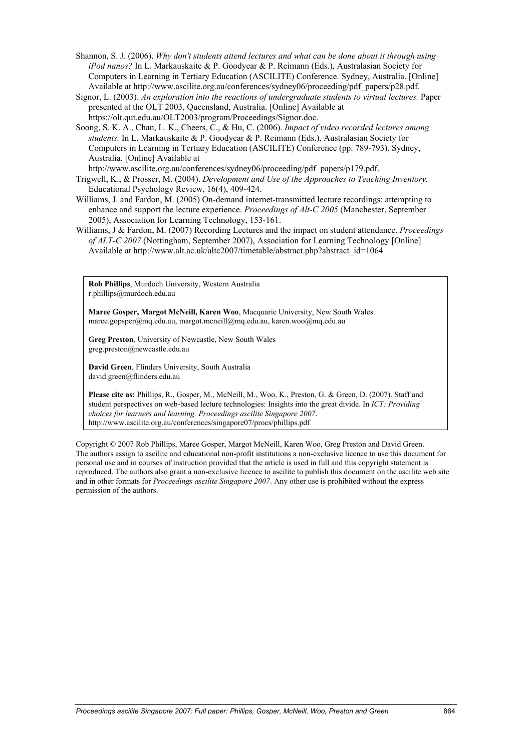Shannon, S. J. (2006). *Why don't students attend lectures and what can be done about it through using iPod nanos?* In L. Markauskaite & P. Goodyear & P. Reimann (Eds.), Australasian Society for Computers in Learning in Tertiary Education (ASCILITE) Conference. Sydney, Australia. [Online] Available at http://www.ascilite.org.au/conferences/sydney06/proceeding/pdf_papers/p28.pdf.

Signor, L. (2003). *An exploration into the reactions of undergraduate students to virtual lectures.* Paper presented at the OLT 2003, Queensland, Australia. [Online] Available at https://olt.qut.edu.au/OLT2003/program/Proceedings/Signor.doc.

Soong, S. K. A., Chan, L. K., Cheers, C., & Hu, C. (2006). *Impact of video recorded lectures among students.* In L. Markauskaite & P. Goodyear & P. Reimann (Eds.), Australasian Society for Computers in Learning in Tertiary Education (ASCILITE) Conference (pp. 789-793). Sydney, Australia. [Online] Available at http://www.ascilite.org.au/conferences/sydney06/proceeding/pdf_papers/p179.pdf.

Trigwell, K., & Prosser, M. (2004). *Development and Use of the Approaches to Teaching Inventory.* Educational Psychology Review, 16(4), 409-424.

Williams, J. and Fardon, M. (2005) On-demand internet-transmitted lecture recordings: attempting to enhance and support the lecture experience. *Proceedings of Alt-C 2005* (Manchester, September 2005), Association for Learning Technology, 153-161.

Williams, J & Fardon, M. (2007) Recording Lectures and the impact on student attendance. *Proceedings of ALT-C 2007* (Nottingham, September 2007), Association for Learning Technology [Online] Available at http://www.alt.ac.uk/altc2007/timetable/abstract.php?abstract_id=1064

**Rob Phillips**, Murdoch University, Western Australia
r.phillips@murdoch.edu.au

**Maree Gosper, Margot McNeill, Karen Woo**, Macquarie University, New South Wales
maree.gopsper@mq.edu.au, margot.mcneill@mq.edu.au, karen.woo@mq.edu.au

**Greg Preston**, University of Newcastle, New South Wales
greg.preston@newcastle.edu.au

**David Green**, Flinders University, South Australia
david.green@flinders.edu.au

**Please cite as:** Phillips, R., Gosper, M., McNeill, M., Woo, K., Preston, G. & Green, D. (2007). Staff and student perspectives on web-based lecture technologies: Insights into the great divide. In *ICT: Providing choices for learners and learning. Proceedings ascilite Singapore 2007*. http://www.ascilite.org.au/conferences/singapore07/procs/phillips.pdf

Copyright © 2007 Rob Phillips, Maree Gosper, Margot McNeill, Karen Woo, Greg Preston and David Green. The authors assign to ascilite and educational non-profit institutions a non-exclusive licence to use this document for personal use and in courses of instruction provided that the article is used in full and this copyright statement is reproduced. The authors also grant a non-exclusive licence to ascilite to publish this document on the ascilite web site and in other formats for *Proceedings ascilite Singapore 2007*. Any other use is prohibited without the express permission of the authors.